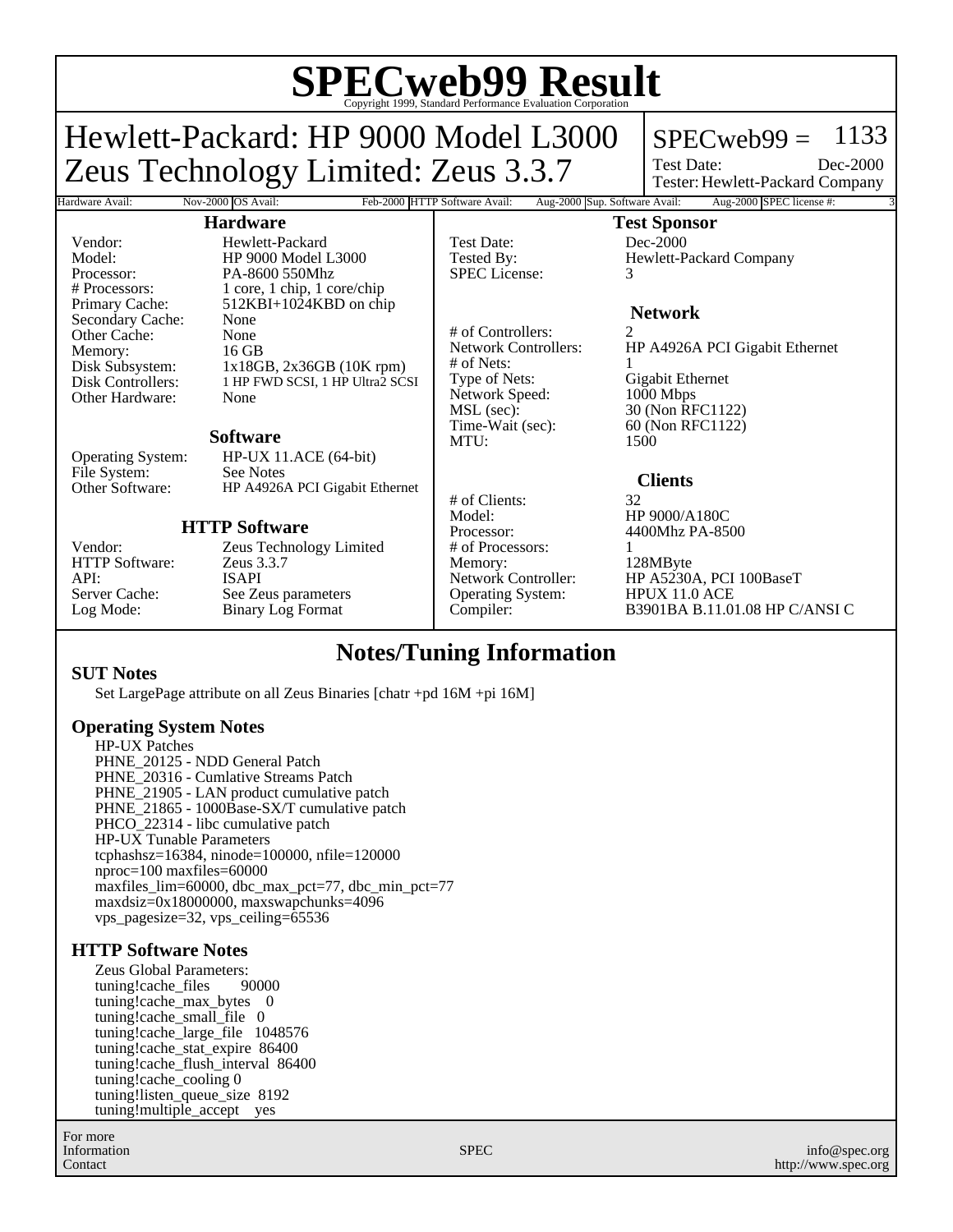# SPECweb99 Result

Copyright 1999, Standard Performance Evaluation Corporation

## Hewlett-Packard: HP 9000 Model L3000
## Zeus Technology Limited: Zeus 3.3.7

SPECweb99 = 1133

Test Date: Dec-2000

Tester: Hewlett-Packard Company

| Hardware Avail: | Nov-2000 | OS Avail: | Feb-2000 | HTTP Software Avail: | Aug-2000 | Sup. Software Avail: | Aug-2000 | SPEC license #: | 3 |
| --- | --- | --- | --- | --- | --- | --- | --- | --- | --- |

### Hardware

| | |
| --- | --- |
| Vendor: | Hewlett-Packard |
| Model: | HP 9000 Model L3000 |
| Processor: | PA-8600 550Mhz |
| # Processors: | 1 core, 1 chip, 1 core/chip |
| Primary Cache: | 512KBI+1024KBD on chip |
| Secondary Cache: | None |
| Other Cache: | None |
| Memory: | 16 GB |
| Disk Subsystem: | 1x18GB, 2x36GB (10K rpm) |
| Disk Controllers: | 1 HP FWD SCSI, 1 HP Ultra2 SCSI |
| Other Hardware: | None |

### Software

| | |
| --- | --- |
| Operating System: | HP-UX 11.ACE (64-bit) |
| File System: | See Notes |
| Other Software: | HP A4926A PCI Gigabit Ethernet |

### HTTP Software

| | |
| --- | --- |
| Vendor: | Zeus Technology Limited |
| HTTP Software: | Zeus 3.3.7 |
| API: | ISAPI |
| Server Cache: | See Zeus parameters |
| Log Mode: | Binary Log Format |

### Test Sponsor

| | |
| --- | --- |
| Test Date: | Dec-2000 |
| Tested By: | Hewlett-Packard Company |
| SPEC License: | 3 |

### Network

| | |
| --- | --- |
| # of Controllers: | 2 |
| Network Controllers: | HP A4926A PCI Gigabit Ethernet |
| # of Nets: | 1 |
| Type of Nets: | Gigabit Ethernet |
| Network Speed: | 1000 Mbps |
| MSL (sec): | 30 (Non RFC1122) |
| Time-Wait (sec): | 60 (Non RFC1122) |
| MTU: | 1500 |

### Clients

| | |
| --- | --- |
| # of Clients: | 32 |
| Model: | HP 9000/A180C |
| Processor: | 4400Mhz PA-8500 |
| # of Processors: | 1 |
| Memory: | 128MByte |
| Network Controller: | HP A5230A, PCI 100BaseT |
| Operating System: | HPUX 11.0 ACE |
| Compiler: | B3901BA B.11.01.08 HP C/ANSI C |

## Notes/Tuning Information

### SUT Notes

Set LargePage attribute on all Zeus Binaries [chatr +pd 16M +pi 16M]

### Operating System Notes

HP-UX Patches
PHNE_20125 - NDD General Patch
PHNE_20316 - Cumlative Streams Patch
PHNE_21905 - LAN product cumulative patch
PHNE_21865 - 1000Base-SX/T cumulative patch
PHCO_22314 - libc cumulative patch
HP-UX Tunable Parameters
tcphashsz=16384, ninode=100000, nfile=120000
nproc=100 maxfiles=60000
maxfiles_lim=60000, dbc_max_pct=77, dbc_min_pct=77
maxdsiz=0x18000000, maxswapchunks=4096
vps_pagesize=32, vps_ceiling=65536

### HTTP Software Notes

Zeus Global Parameters:
tuning!cache_files 90000
tuning!cache_max_bytes 0
tuning!cache_small_file 0
tuning!cache_large_file 1048576
tuning!cache_stat_expire 86400
tuning!cache_flush_interval 86400
tuning!cache_cooling 0
tuning!listen_queue_size 8192
tuning!multiple_accept yes

For more Information Contact: SPEC — info@spec.org — http://www.spec.org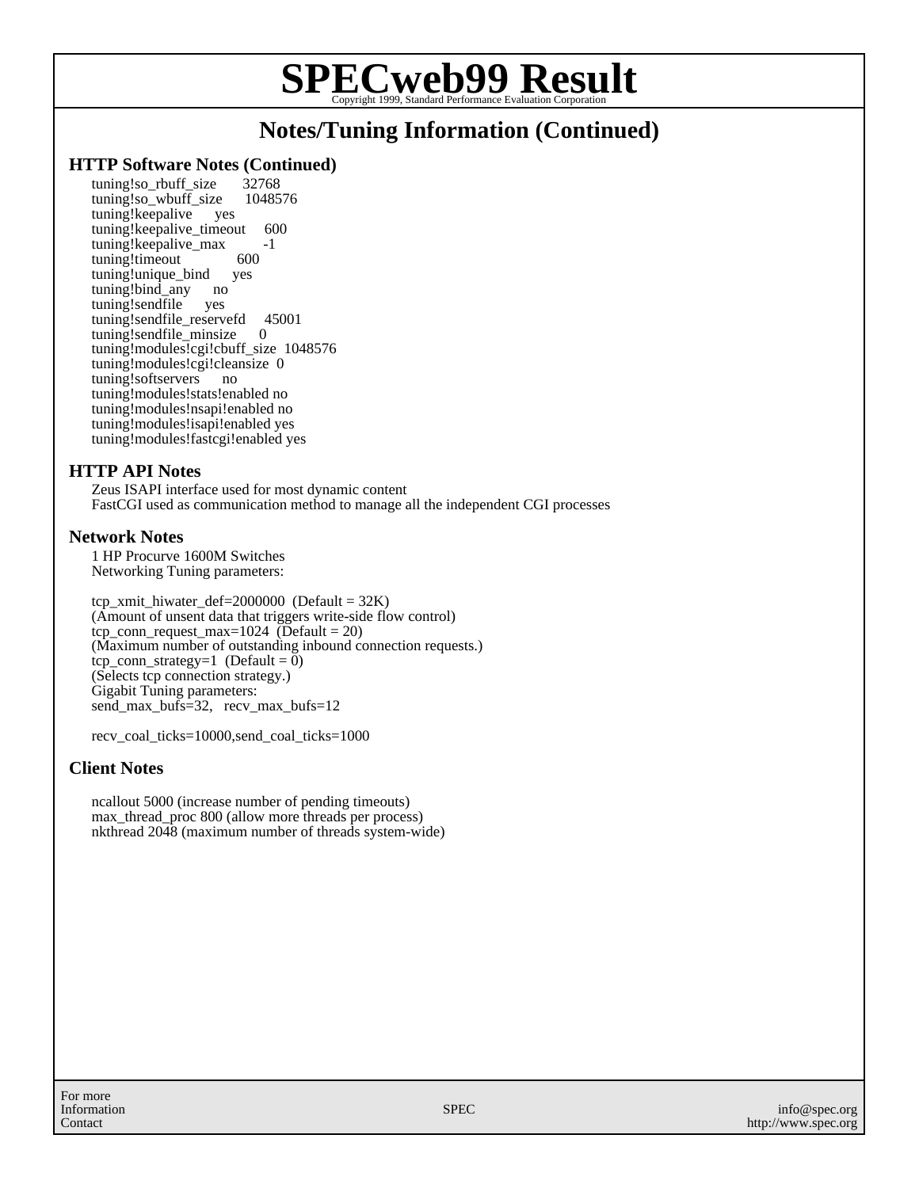# SPECweb99 Result

Copyright 1999, Standard Performance Evaluation Corporation

## Notes/Tuning Information (Continued)

### HTTP Software Notes (Continued)

tuning!so_rbuff_size 32768
tuning!so_wbuff_size 1048576
tuning!keepalive yes
tuning!keepalive_timeout 600
tuning!keepalive_max -1
tuning!timeout 600
tuning!unique_bind yes
tuning!bind_any no
tuning!sendfile yes
tuning!sendfile_reservefd 45001
tuning!sendfile_minsize 0
tuning!modules!cgi!cbuff_size 1048576
tuning!modules!cgi!cleansize 0
tuning!softservers no
tuning!modules!stats!enabled no
tuning!modules!nsapi!enabled no
tuning!modules!isapi!enabled yes
tuning!modules!fastcgi!enabled yes

### HTTP API Notes

Zeus ISAPI interface used for most dynamic content
FastCGI used as communication method to manage all the independent CGI processes

### Network Notes

1 HP Procurve 1600M Switches
Networking Tuning parameters:

tcp_xmit_hiwater_def=2000000 (Default = 32K)
(Amount of unsent data that triggers write-side flow control)
tcp_conn_request_max=1024 (Default = 20)
(Maximum number of outstanding inbound connection requests.)
tcp_conn_strategy=1 (Default = 0)
(Selects tcp connection strategy.)
Gigabit Tuning parameters:
send_max_bufs=32, recv_max_bufs=12

recv_coal_ticks=10000,send_coal_ticks=1000

### Client Notes

ncallout 5000 (increase number of pending timeouts)
max_thread_proc 800 (allow more threads per process)
nkthread 2048 (maximum number of threads system-wide)

For more Information Contact | SPEC | info@spec.org http://www.spec.org